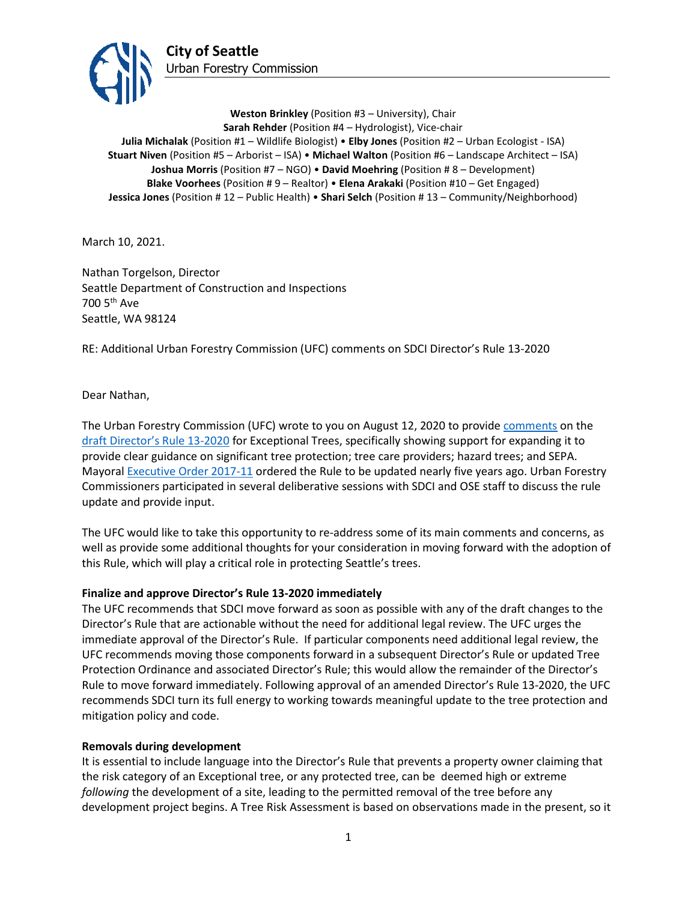**City of Seattle**
Urban Forestry Commission

**Weston Brinkley** (Position #3 – University), Chair
**Sarah Rehder** (Position #4 – Hydrologist), Vice-chair
**Julia Michalak** (Position #1 – Wildlife Biologist) • **Elby Jones** (Position #2 – Urban Ecologist - ISA)
**Stuart Niven** (Position #5 – Arborist – ISA) • **Michael Walton** (Position #6 – Landscape Architect – ISA)
**Joshua Morris** (Position #7 – NGO) • **David Moehring** (Position # 8 – Development)
**Blake Voorhees** (Position # 9 – Realtor) • **Elena Arakaki** (Position #10 – Get Engaged)
**Jessica Jones** (Position # 12 – Public Health) • **Shari Selch** (Position # 13 – Community/Neighborhood)

March 10, 2021.

Nathan Torgelson, Director
Seattle Department of Construction and Inspections
700 5th Ave
Seattle, WA 98124

RE: Additional Urban Forestry Commission (UFC) comments on SDCI Director's Rule 13-2020

Dear Nathan,

The Urban Forestry Commission (UFC) wrote to you on August 12, 2020 to provide comments on the draft Director's Rule 13-2020 for Exceptional Trees, specifically showing support for expanding it to provide clear guidance on significant tree protection; tree care providers; hazard trees; and SEPA. Mayoral Executive Order 2017-11 ordered the Rule to be updated nearly five years ago. Urban Forestry Commissioners participated in several deliberative sessions with SDCI and OSE staff to discuss the rule update and provide input.

The UFC would like to take this opportunity to re-address some of its main comments and concerns, as well as provide some additional thoughts for your consideration in moving forward with the adoption of this Rule, which will play a critical role in protecting Seattle's trees.

**Finalize and approve Director's Rule 13-2020 immediately**

The UFC recommends that SDCI move forward as soon as possible with any of the draft changes to the Director's Rule that are actionable without the need for additional legal review. The UFC urges the immediate approval of the Director's Rule. If particular components need additional legal review, the UFC recommends moving those components forward in a subsequent Director's Rule or updated Tree Protection Ordinance and associated Director's Rule; this would allow the remainder of the Director's Rule to move forward immediately. Following approval of an amended Director's Rule 13-2020, the UFC recommends SDCI turn its full energy to working towards meaningful update to the tree protection and mitigation policy and code.

**Removals during development**

It is essential to include language into the Director's Rule that prevents a property owner claiming that the risk category of an Exceptional tree, or any protected tree, can be deemed high or extreme *following* the development of a site, leading to the permitted removal of the tree before any development project begins. A Tree Risk Assessment is based on observations made in the present, so it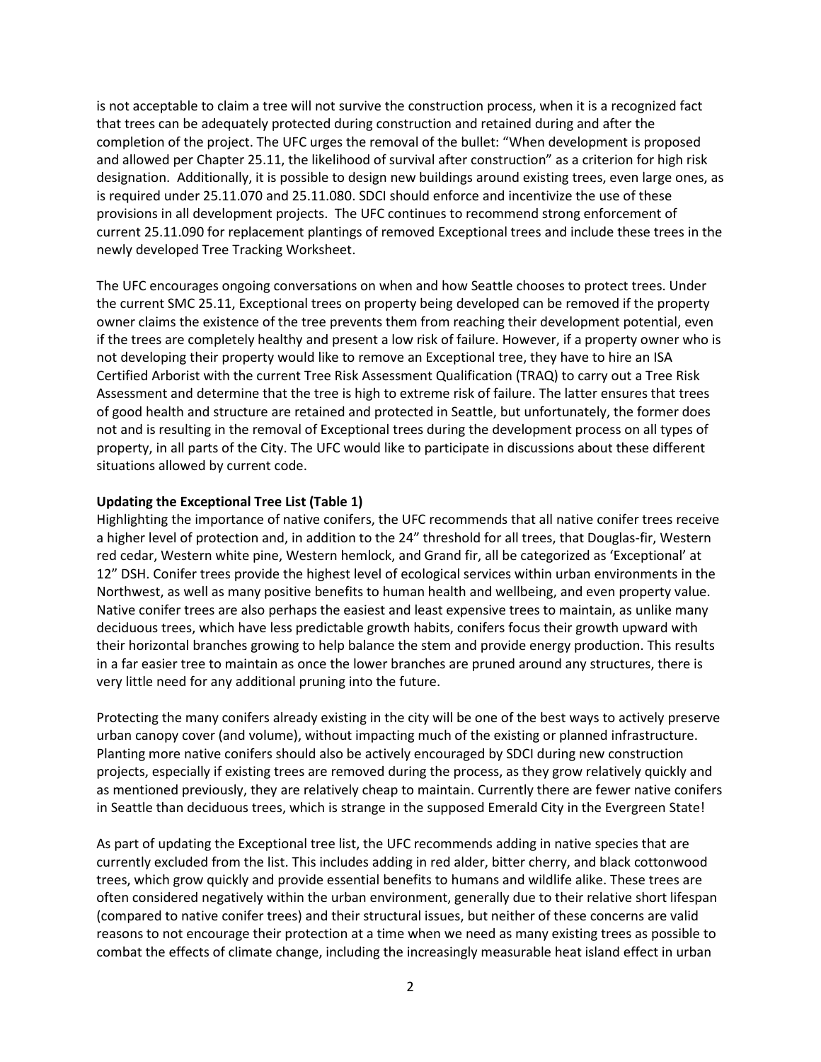is not acceptable to claim a tree will not survive the construction process, when it is a recognized fact that trees can be adequately protected during construction and retained during and after the completion of the project. The UFC urges the removal of the bullet: "When development is proposed and allowed per Chapter 25.11, the likelihood of survival after construction" as a criterion for high risk designation. Additionally, it is possible to design new buildings around existing trees, even large ones, as is required under 25.11.070 and 25.11.080. SDCI should enforce and incentivize the use of these provisions in all development projects. The UFC continues to recommend strong enforcement of current 25.11.090 for replacement plantings of removed Exceptional trees and include these trees in the newly developed Tree Tracking Worksheet.

The UFC encourages ongoing conversations on when and how Seattle chooses to protect trees. Under the current SMC 25.11, Exceptional trees on property being developed can be removed if the property owner claims the existence of the tree prevents them from reaching their development potential, even if the trees are completely healthy and present a low risk of failure. However, if a property owner who is not developing their property would like to remove an Exceptional tree, they have to hire an ISA Certified Arborist with the current Tree Risk Assessment Qualification (TRAQ) to carry out a Tree Risk Assessment and determine that the tree is high to extreme risk of failure. The latter ensures that trees of good health and structure are retained and protected in Seattle, but unfortunately, the former does not and is resulting in the removal of Exceptional trees during the development process on all types of property, in all parts of the City. The UFC would like to participate in discussions about these different situations allowed by current code.

**Updating the Exceptional Tree List (Table 1)**

Highlighting the importance of native conifers, the UFC recommends that all native conifer trees receive a higher level of protection and, in addition to the 24" threshold for all trees, that Douglas-fir, Western red cedar, Western white pine, Western hemlock, and Grand fir, all be categorized as 'Exceptional' at 12" DSH. Conifer trees provide the highest level of ecological services within urban environments in the Northwest, as well as many positive benefits to human health and wellbeing, and even property value. Native conifer trees are also perhaps the easiest and least expensive trees to maintain, as unlike many deciduous trees, which have less predictable growth habits, conifers focus their growth upward with their horizontal branches growing to help balance the stem and provide energy production. This results in a far easier tree to maintain as once the lower branches are pruned around any structures, there is very little need for any additional pruning into the future.

Protecting the many conifers already existing in the city will be one of the best ways to actively preserve urban canopy cover (and volume), without impacting much of the existing or planned infrastructure. Planting more native conifers should also be actively encouraged by SDCI during new construction projects, especially if existing trees are removed during the process, as they grow relatively quickly and as mentioned previously, they are relatively cheap to maintain. Currently there are fewer native conifers in Seattle than deciduous trees, which is strange in the supposed Emerald City in the Evergreen State!

As part of updating the Exceptional tree list, the UFC recommends adding in native species that are currently excluded from the list. This includes adding in red alder, bitter cherry, and black cottonwood trees, which grow quickly and provide essential benefits to humans and wildlife alike. These trees are often considered negatively within the urban environment, generally due to their relative short lifespan (compared to native conifer trees) and their structural issues, but neither of these concerns are valid reasons to not encourage their protection at a time when we need as many existing trees as possible to combat the effects of climate change, including the increasingly measurable heat island effect in urban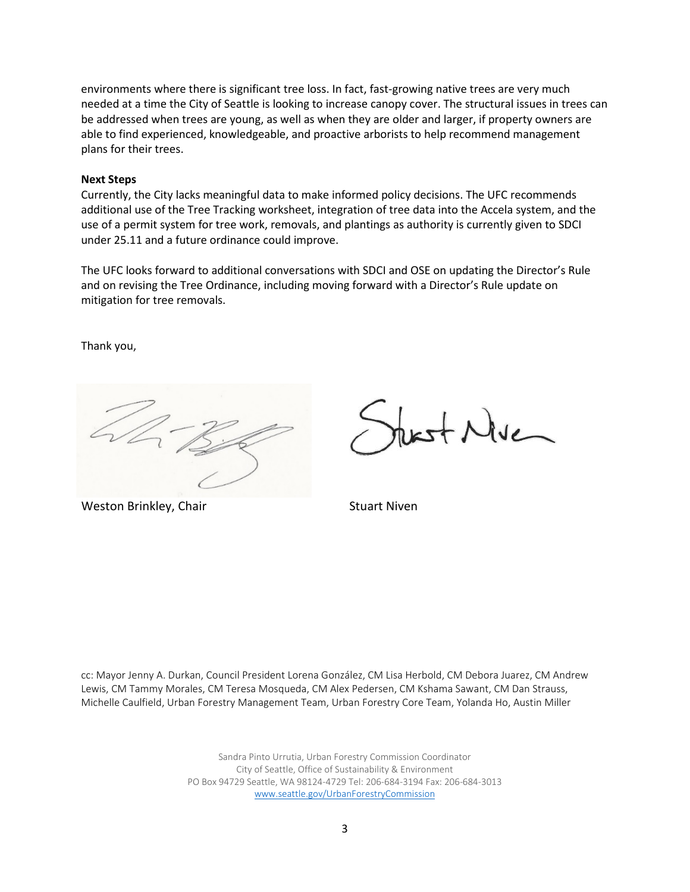environments where there is significant tree loss. In fact, fast-growing native trees are very much needed at a time the City of Seattle is looking to increase canopy cover. The structural issues in trees can be addressed when trees are young, as well as when they are older and larger, if property owners are able to find experienced, knowledgeable, and proactive arborists to help recommend management plans for their trees.

**Next Steps**

Currently, the City lacks meaningful data to make informed policy decisions. The UFC recommends additional use of the Tree Tracking worksheet, integration of tree data into the Accela system, and the use of a permit system for tree work, removals, and plantings as authority is currently given to SDCI under 25.11 and a future ordinance could improve.

The UFC looks forward to additional conversations with SDCI and OSE on updating the Director's Rule and on revising the Tree Ordinance, including moving forward with a Director's Rule update on mitigation for tree removals.

Thank you,

Weston Brinkley, Chair

Stuart Niven

cc: Mayor Jenny A. Durkan, Council President Lorena González, CM Lisa Herbold, CM Debora Juarez, CM Andrew Lewis, CM Tammy Morales, CM Teresa Mosqueda, CM Alex Pedersen, CM Kshama Sawant, CM Dan Strauss, Michelle Caulfield, Urban Forestry Management Team, Urban Forestry Core Team, Yolanda Ho, Austin Miller

Sandra Pinto Urrutia, Urban Forestry Commission Coordinator
City of Seattle, Office of Sustainability & Environment
PO Box 94729 Seattle, WA 98124-4729 Tel: 206-684-3194 Fax: 206-684-3013
www.seattle.gov/UrbanForestryCommission